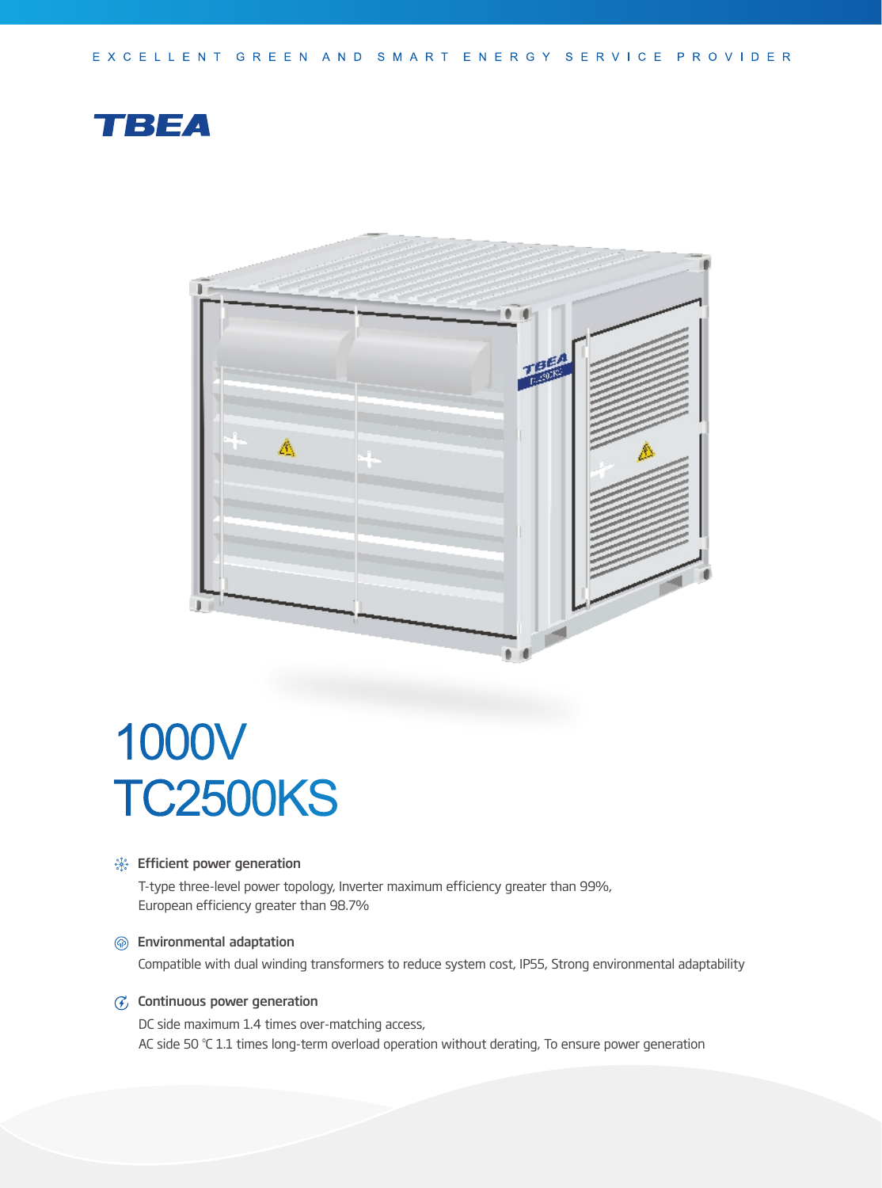EXCELLENT GREEN AND SMART ENERGY SERVICE PROVIDER

TBEA

# 1000V TC2500KS

### Efficient power generation

T-type three-level power topology, Inverter maximum efficiency greater than 99%, European efficiency greater than 98.7%

### Environmental adaptation

Compatible with dual winding transformers to reduce system cost, IP55, Strong environmental adaptability

### Continuous power generation

DC side maximum 1.4 times over-matching access,
AC side 50 ℃ 1.1 times long-term overload operation without derating, To ensure power generation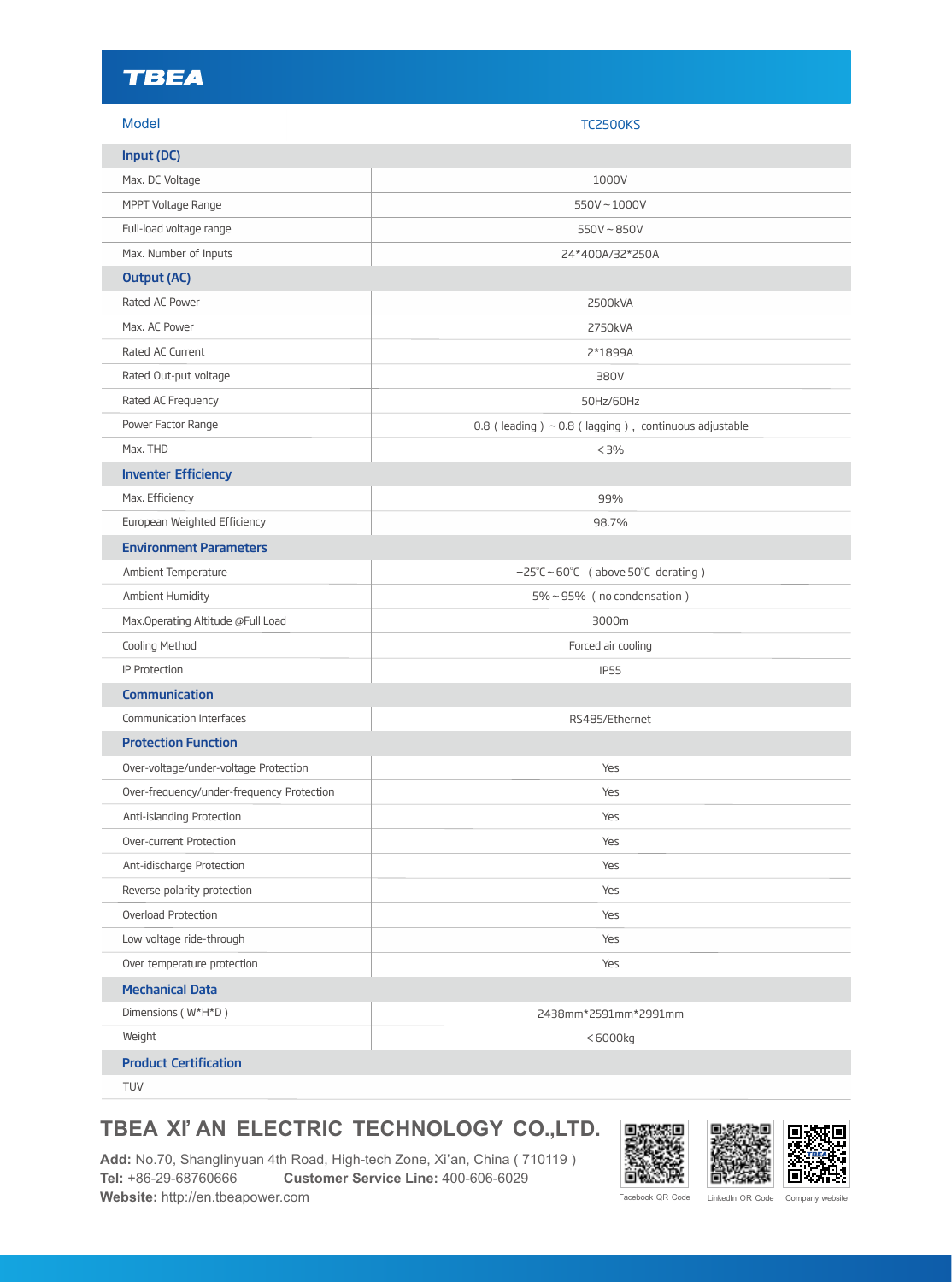**TBEA**

| Model | TC2500KS |
|---|---|
| **Input (DC)** | |
| Max. DC Voltage | 1000V |
| MPPT Voltage Range | 550V～1000V |
| Full-load voltage range | 550V～850V |
| Max. Number of Inputs | 24*400A/32*250A |
| **Output (AC)** | |
| Rated AC Power | 2500kVA |
| Max. AC Power | 2750kVA |
| Rated AC Current | 2*1899A |
| Rated Out-put voltage | 380V |
| Rated AC Frequency | 50Hz/60Hz |
| Power Factor Range | 0.8（leading）～0.8（lagging），continuous adjustable |
| Max. THD | ＜3% |
| **Inventer Efficiency** | |
| Max. Efficiency | 99% |
| European Weighted Efficiency | 98.7% |
| **Environment Parameters** | |
| Ambient Temperature | −25℃～60℃ （above 50℃ derating） |
| Ambient Humidity | 5%～95%（no condensation） |
| Max.Operating Altitude @Full Load | 3000m |
| Cooling Method | Forced air cooling |
| IP Protection | IP55 |
| **Communication** | |
| Communication Interfaces | RS485/Ethernet |
| **Protection Function** | |
| Over-voltage/under-voltage Protection | Yes |
| Over-frequency/under-frequency Protection | Yes |
| Anti-islanding Protection | Yes |
| Over-current Protection | Yes |
| Ant-idischarge Protection | Yes |
| Reverse polarity protection | Yes |
| Overload Protection | Yes |
| Low voltage ride-through | Yes |
| Over temperature protection | Yes |
| **Mechanical Data** | |
| Dimensions（W*H*D） | 2438mm*2591mm*2991mm |
| Weight | ＜6000kg |
| **Product Certification** | |
| TUV | |

## TBEA XI’AN ELECTRIC TECHNOLOGY CO.,LTD.

**Add:** No.70, Shanglinyuan 4th Road, High-tech Zone, Xi’an, China ( 710119 )
**Tel:** +86-29-68760666 **Customer Service Line:** 400-606-6029
**Website:** http://en.tbeapower.com

Facebook QR Code LinkedIn QR Code Company website